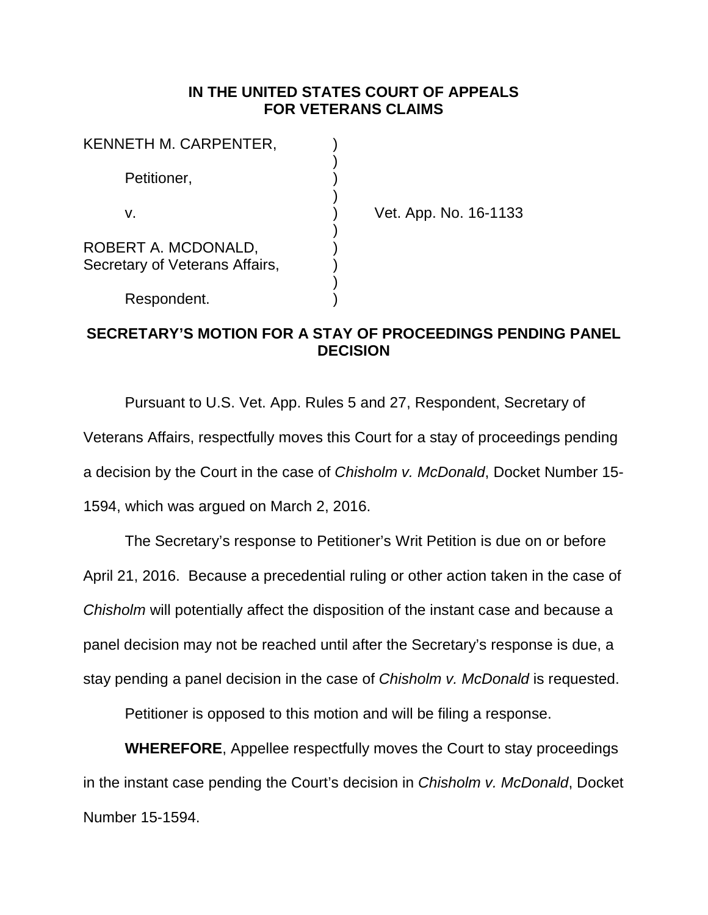**IN THE UNITED STATES COURT OF APPEALS FOR VETERANS CLAIMS**

| | | |
|---|---|---|
| KENNETH M. CARPENTER, | ) | |
| | ) | |
| Petitioner, | ) | |
| | ) | |
| v. | ) | Vet. App. No. 16-1133 |
| | ) | |
| ROBERT A. MCDONALD, | ) | |
| Secretary of Veterans Affairs, | ) | |
| | ) | |
| Respondent. | ) | |

**SECRETARY'S MOTION FOR A STAY OF PROCEEDINGS PENDING PANEL DECISION**

Pursuant to U.S. Vet. App. Rules 5 and 27, Respondent, Secretary of Veterans Affairs, respectfully moves this Court for a stay of proceedings pending a decision by the Court in the case of *Chisholm v. McDonald*, Docket Number 15-1594, which was argued on March 2, 2016.

The Secretary's response to Petitioner's Writ Petition is due on or before April 21, 2016. Because a precedential ruling or other action taken in the case of *Chisholm* will potentially affect the disposition of the instant case and because a panel decision may not be reached until after the Secretary's response is due, a stay pending a panel decision in the case of *Chisholm v. McDonald* is requested.

Petitioner is opposed to this motion and will be filing a response.

**WHEREFORE**, Appellee respectfully moves the Court to stay proceedings in the instant case pending the Court's decision in *Chisholm v. McDonald*, Docket Number 15-1594.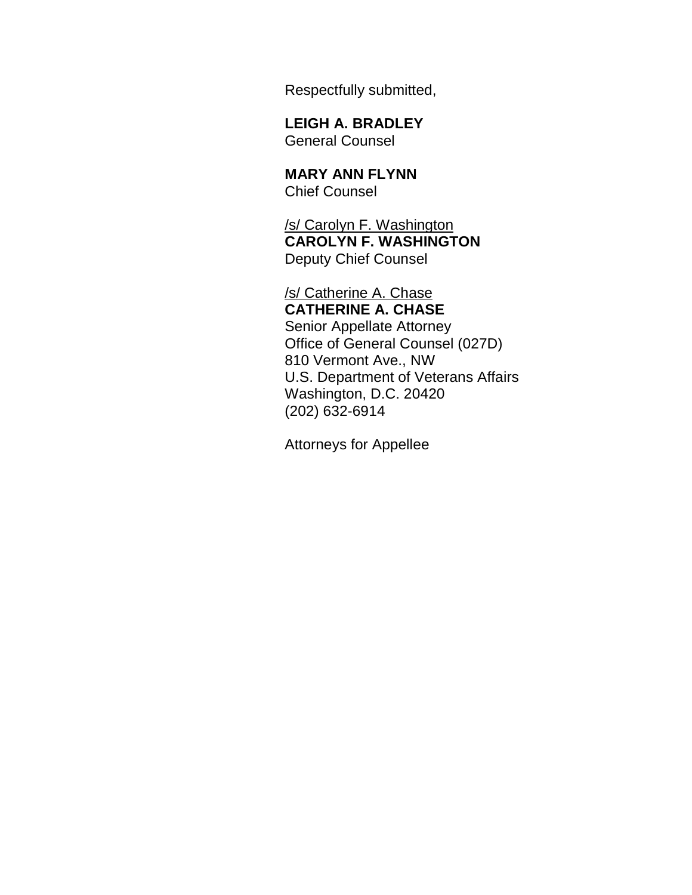Respectfully submitted,

**LEIGH A. BRADLEY**
General Counsel

**MARY ANN FLYNN**
Chief Counsel

/s/ Carolyn F. Washington
**CAROLYN F. WASHINGTON**
Deputy Chief Counsel

/s/ Catherine A. Chase
**CATHERINE A. CHASE**
Senior Appellate Attorney
Office of General Counsel (027D)
810 Vermont Ave., NW
U.S. Department of Veterans Affairs
Washington, D.C. 20420
(202) 632-6914

Attorneys for Appellee